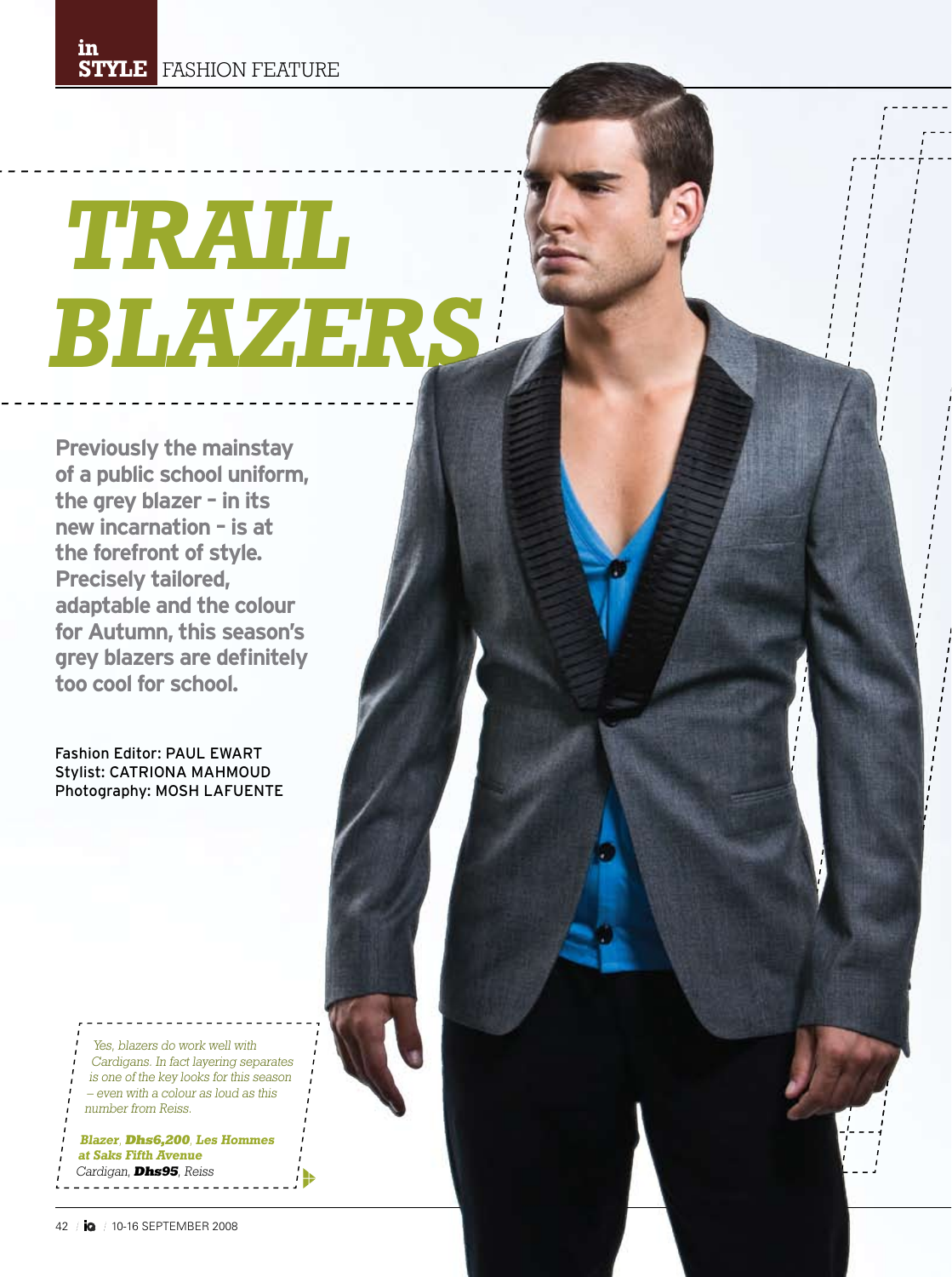# TRAIL BLAZERS

**Previously the mainstay of a public school uniform, the grey blazer – in its new incarnation – is at the forefront of style. Precisely tailored, adaptable and the colour for Autumn, this season's grey blazers are definitely too cool for school.**

Fashion Editor: PAUL EWART
Stylist: CATRIONA MAHMOUD
Photography: MOSH LAFUENTE

*Yes, blazers do work well with Cardigans. In fact layering separates is one of the key looks for this season – even with a colour as loud as this number from Reiss.*

***Blazer*, *Dhs6,200*, *Les Hommes at Saks Fifth Avenue***
*Cardigan*, ***Dhs95***, *Reiss*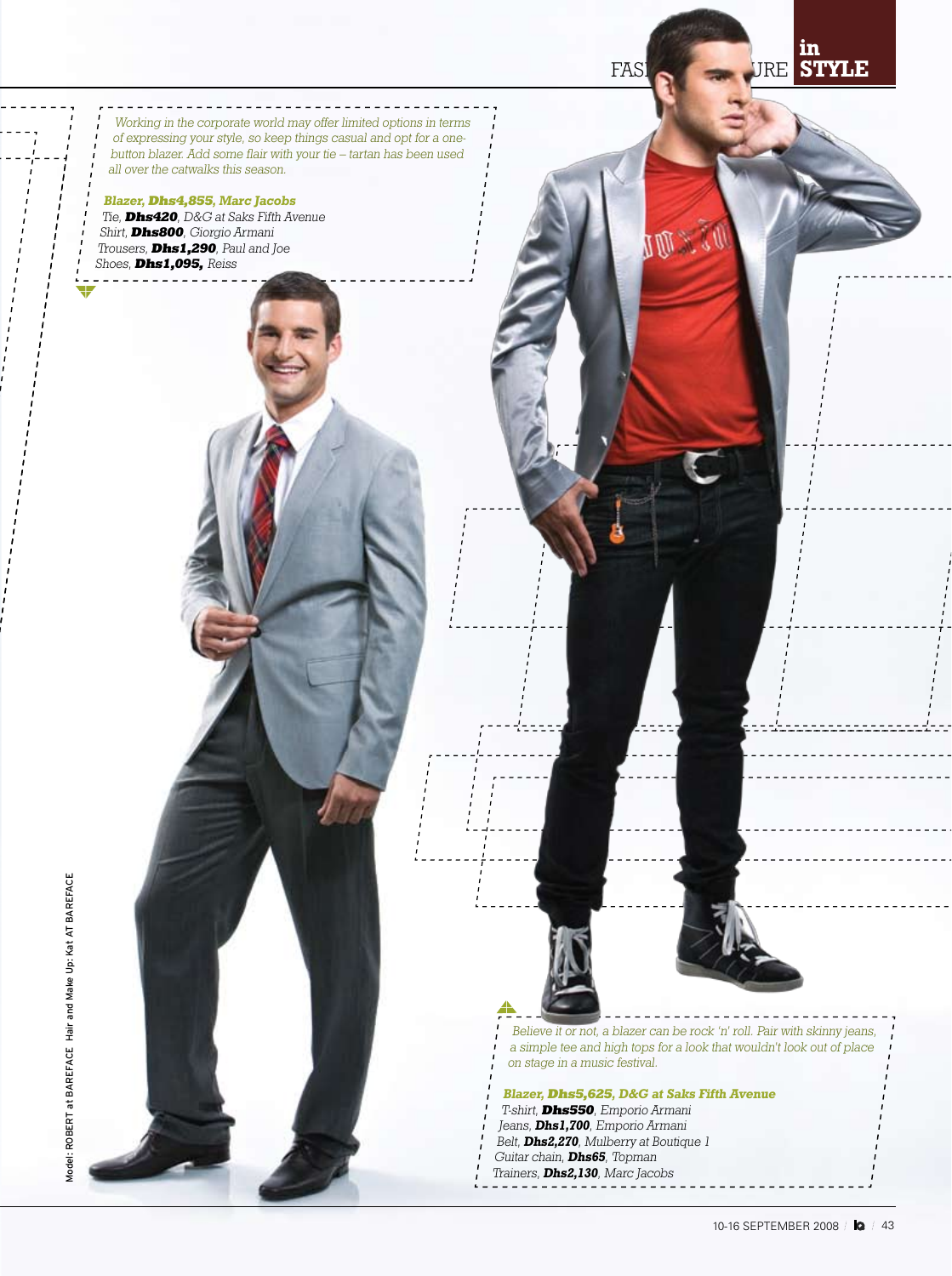*Working in the corporate world may offer limited options in terms of expressing your style, so keep things casual and opt for a one-button blazer. Add some flair with your tie – tartan has been used all over the catwalks this season.*

***Blazer, Dhs4,855, Marc Jacobs***
*Tie,* ***Dhs420****, D&G at Saks Fifth Avenue*
*Shirt,* ***Dhs800****, Giorgio Armani*
*Trousers,* ***Dhs1,290****, Paul and Joe*
*Shoes,* ***Dhs1,095,*** *Reiss*

*Believe it or not, a blazer can be rock 'n' roll. Pair with skinny jeans, a simple tee and high tops for a look that wouldn't look out of place on stage in a music festival.*

***Blazer, Dhs5,625, D&G at Saks Fifth Avenue***
*T-shirt,* ***Dhs550****, Emporio Armani*
*Jeans,* ***Dhs1,700****, Emporio Armani*
*Belt,* ***Dhs2,270****, Mulberry at Boutique 1*
*Guitar chain,* ***Dhs65****, Topman*
*Trainers,* ***Dhs2,130****, Marc Jacobs*

Model: ROBERT at BAREFACE Hair and Make Up: Kat AT BAREFACE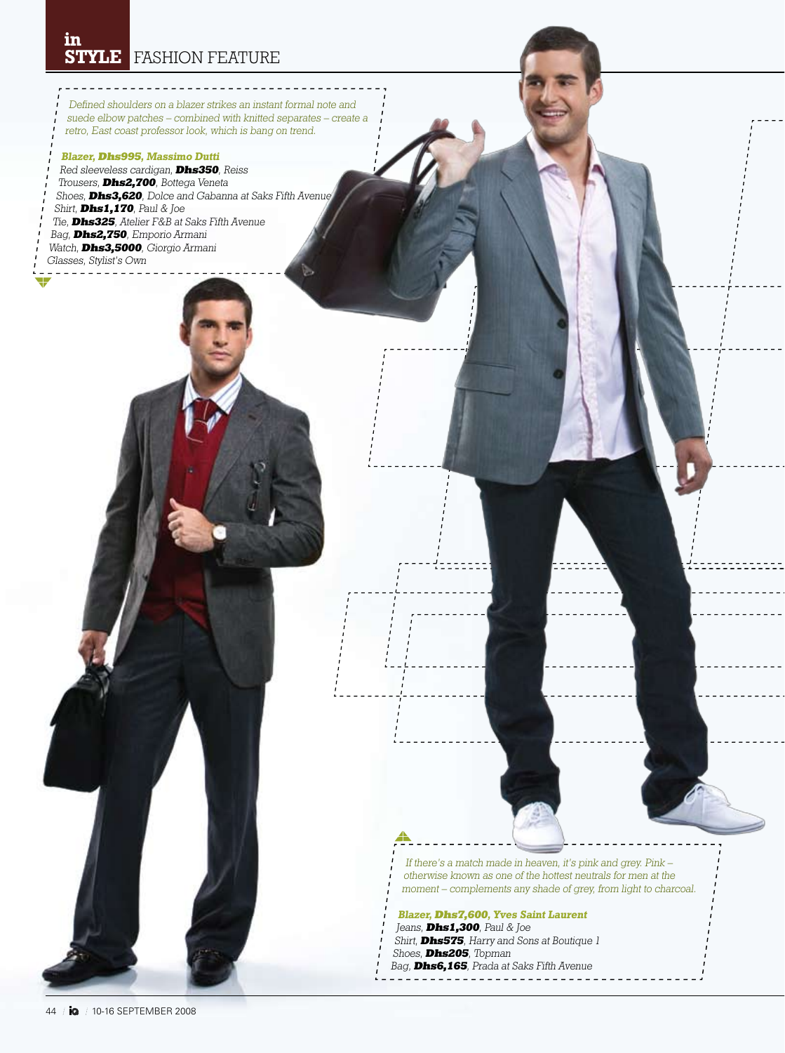# in STYLE FASHION FEATURE

*Defined shoulders on a blazer strikes an instant formal note and suede elbow patches – combined with knitted separates – create a retro, East coast professor look, which is bang on trend.*

***Blazer, Dhs995, Massimo Dutti***
*Red sleeveless cardigan, **Dhs350**, Reiss*
*Trousers, **Dhs2,700**, Bottega Veneta*
*Shoes, **Dhs3,620**, Dolce and Gabanna at Saks Fifth Avenue*
*Shirt, **Dhs1,170**, Paul & Joe*
*Tie, **Dhs325**, Atelier F&B at Saks Fifth Avenue*
*Bag, **Dhs2,750**, Emporio Armani*
*Watch, **Dhs3,5000**, Giorgio Armani*
*Glasses, Stylist's Own*

*If there's a match made in heaven, it's pink and grey. Pink – otherwise known as one of the hottest neutrals for men at the moment – complements any shade of grey, from light to charcoal.*

***Blazer, Dhs7,600, Yves Saint Laurent***
*Jeans, **Dhs1,300**, Paul & Joe*
*Shirt, **Dhs575**, Harry and Sons at Boutique 1*
*Shoes, **Dhs205**, Topman*
*Bag, **Dhs6,165**, Prada at Saks Fifth Avenue*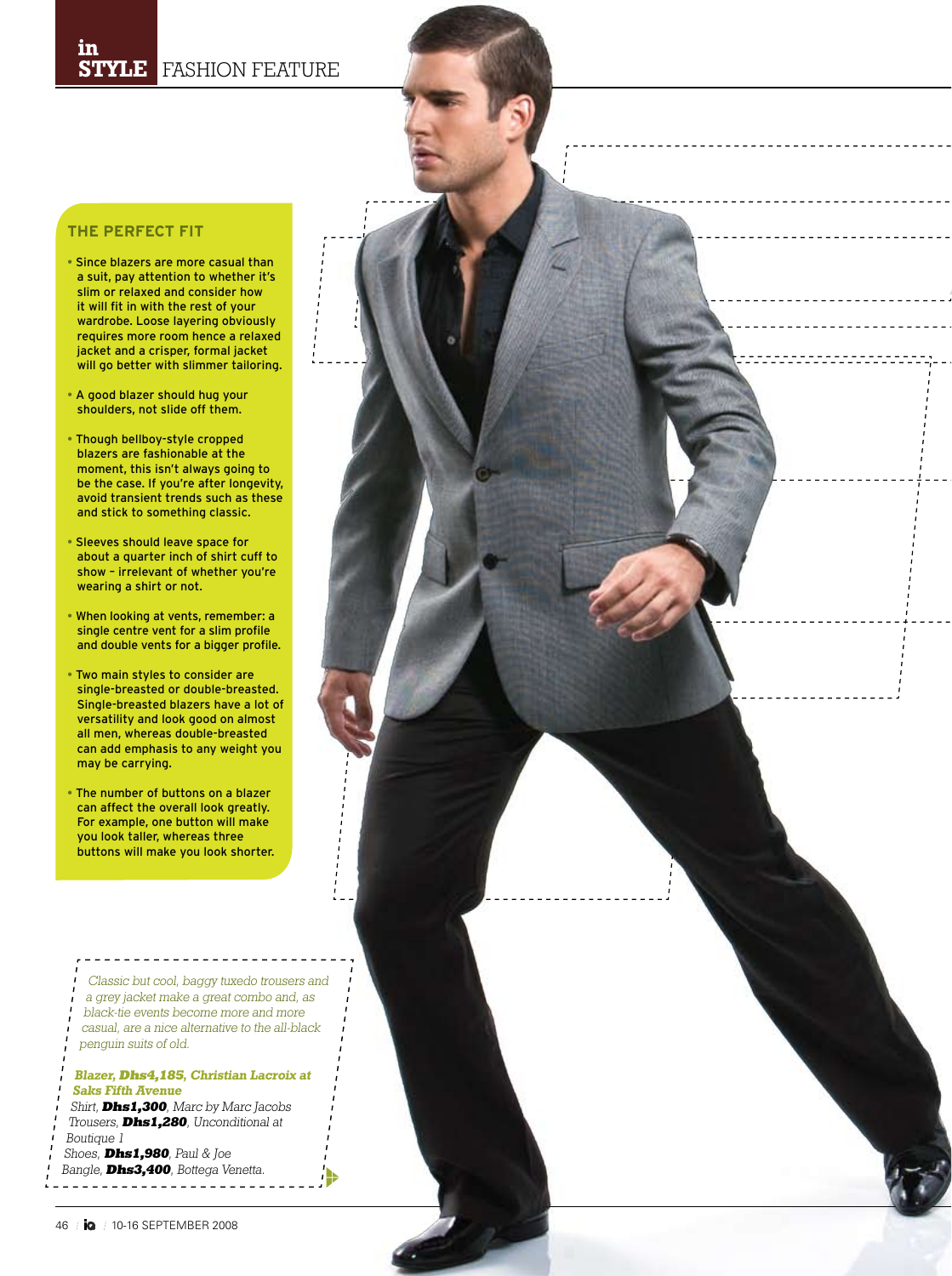# in STYLE FASHION FEATURE

## THE PERFECT FIT

- Since blazers are more casual than a suit, pay attention to whether it's slim or relaxed and consider how it will fit in with the rest of your wardrobe. Loose layering obviously requires more room hence a relaxed jacket and a crisper, formal jacket will go better with slimmer tailoring.
- A good blazer should hug your shoulders, not slide off them.
- Though bellboy-style cropped blazers are fashionable at the moment, this isn't always going to be the case. If you're after longevity, avoid transient trends such as these and stick to something classic.
- Sleeves should leave space for about a quarter inch of shirt cuff to show – irrelevant of whether you're wearing a shirt or not.
- When looking at vents, remember: a single centre vent for a slim profile and double vents for a bigger profile.
- Two main styles to consider are single-breasted or double-breasted. Single-breasted blazers have a lot of versatility and look good on almost all men, whereas double-breasted can add emphasis to any weight you may be carrying.
- The number of buttons on a blazer can affect the overall look greatly. For example, one button will make you look taller, whereas three buttons will make you look shorter.

*Classic but cool, baggy tuxedo trousers and a grey jacket make a great combo and, as black-tie events become more and more casual, are a nice alternative to the all-black penguin suits of old.*

***Blazer, Dhs4,185, Christian Lacroix at Saks Fifth Avenue***
*Shirt, **Dhs1,300**, Marc by Marc Jacobs*
*Trousers, **Dhs1,280**, Unconditional at Boutique 1*
*Shoes, **Dhs1,980**, Paul & Joe*
*Bangle, **Dhs3,400**, Bottega Venetta.*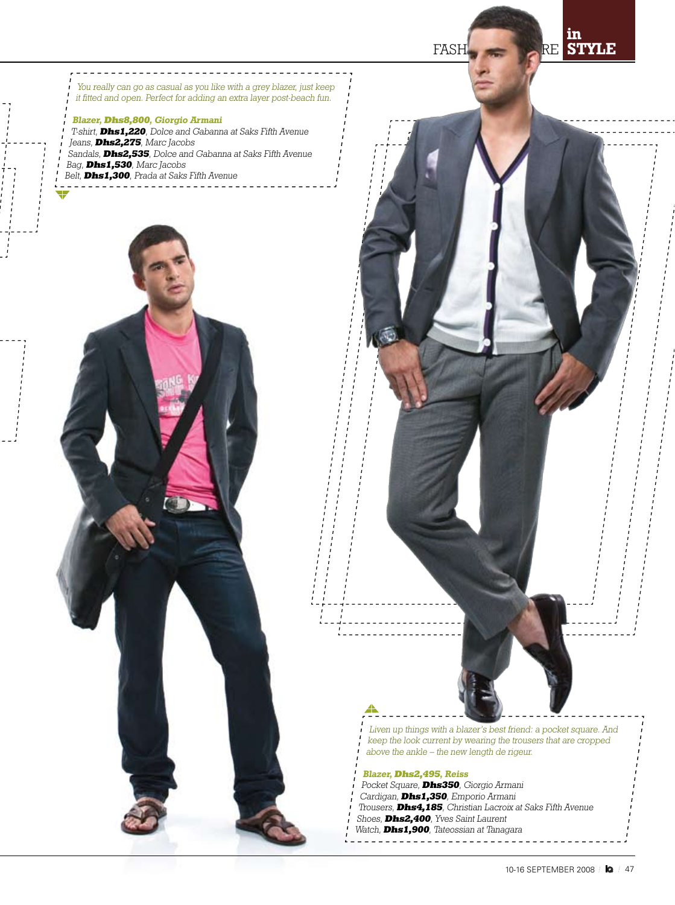*You really can go as casual as you like with a grey blazer, just keep it fitted and open. Perfect for adding an extra layer post-beach fun.*

***Blazer, Dhs8,800, Giorgio Armani***
*T-shirt, **Dhs1,220**, Dolce and Gabbana at Saks Fifth Avenue*
*Jeans, **Dhs2,275**, Marc Jacobs*
*Sandals, **Dhs2,535**, Dolce and Gabbana at Saks Fifth Avenue*
*Bag, **Dhs1,530**, Marc Jacobs*
*Belt, **Dhs1,300**, Prada at Saks Fifth Avenue*

*Liven up things with a blazer's best friend: a pocket square. And keep the look current by wearing the trousers that are cropped above the ankle – the new length de rigeur.*

***Blazer, Dhs2,495, Reiss***
*Pocket Square, **Dhs350**, Giorgio Armani*
*Cardigan, **Dhs1,350**, Emporio Armani*
*Trousers, **Dhs4,185**, Christian Lacroix at Saks Fifth Avenue*
*Shoes, **Dhs2,400**, Yves Saint Laurent*
*Watch, **Dhs1,900**, Tateossian at Tanagara*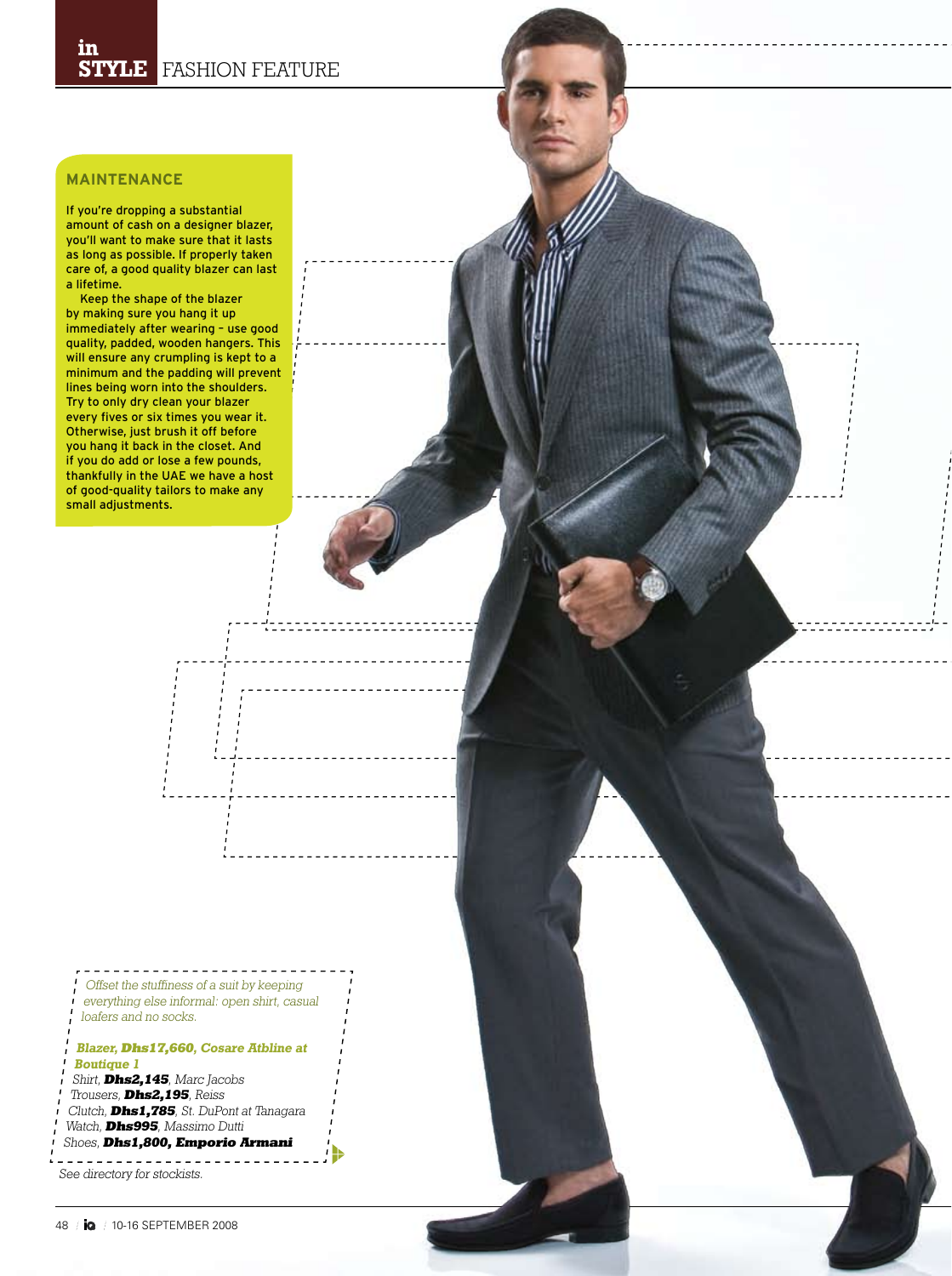## MAINTENANCE

If you're dropping a substantial amount of cash on a designer blazer, you'll want to make sure that it lasts as long as possible. If properly taken care of, a good quality blazer can last a lifetime.

Keep the shape of the blazer by making sure you hang it up immediately after wearing – use good quality, padded, wooden hangers. This will ensure any crumpling is kept to a minimum and the padding will prevent lines being worn into the shoulders. Try to only dry clean your blazer every fives or six times you wear it. Otherwise, just brush it off before you hang it back in the closet. And if you do add or lose a few pounds, thankfully in the UAE we have a host of good-quality tailors to make any small adjustments.

*Offset the stuffiness of a suit by keeping everything else informal: open shirt, casual loafers and no socks.*

***Blazer, Dhs17,660, Cosare Atbline at Boutique 1***
*Shirt, **Dhs2,145**, Marc Jacobs*
*Trousers, **Dhs2,195**, Reiss*
*Clutch, **Dhs1,785**, St. DuPont at Tanagara*
*Watch, **Dhs995**, Massimo Dutti*
*Shoes, **Dhs1,800, Emporio Armani***

*See directory for stockists.*